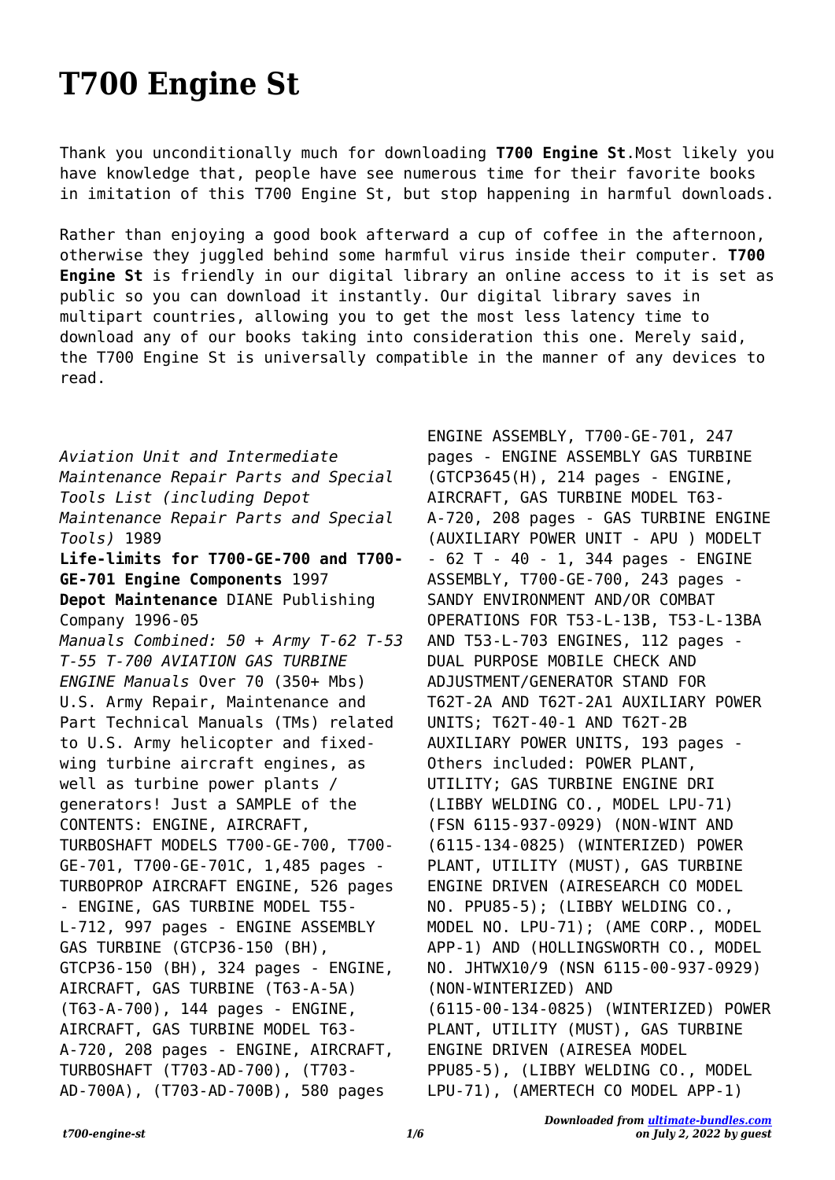# T700 Engine St

Thank you unconditionally much for downloading **T700 Engine St**.Most likely you have knowledge that, people have see numerous time for their favorite books in imitation of this T700 Engine St, but stop happening in harmful downloads.

Rather than enjoying a good book afterward a cup of coffee in the afternoon, otherwise they juggled behind some harmful virus inside their computer. **T700 Engine St** is friendly in our digital library an online access to it is set as public so you can download it instantly. Our digital library saves in multipart countries, allowing you to get the most less latency time to download any of our books taking into consideration this one. Merely said, the T700 Engine St is universally compatible in the manner of any devices to read.

*Aviation Unit and Intermediate Maintenance Repair Parts and Special Tools List (including Depot Maintenance Repair Parts and Special Tools)* 1989

**Life-limits for T700-GE-700 and T700-GE-701 Engine Components** 1997

**Depot Maintenance** DIANE Publishing Company 1996-05

*Manuals Combined: 50 + Army T-62 T-53 T-55 T-700 AVIATION GAS TURBINE ENGINE Manuals* Over 70 (350+ Mbs) U.S. Army Repair, Maintenance and Part Technical Manuals (TMs) related to U.S. Army helicopter and fixed-wing turbine aircraft engines, as well as turbine power plants / generators! Just a SAMPLE of the CONTENTS: ENGINE, AIRCRAFT, TURBOSHAFT MODELS T700-GE-700, T700-GE-701, T700-GE-701C, 1,485 pages - TURBOPROP AIRCRAFT ENGINE, 526 pages - ENGINE, GAS TURBINE MODEL T55-L-712, 997 pages - ENGINE ASSEMBLY GAS TURBINE (GTCP36-150 (BH), GTCP36-150 (BH), 324 pages - ENGINE, AIRCRAFT, GAS TURBINE (T63-A-5A) (T63-A-700), 144 pages - ENGINE, AIRCRAFT, GAS TURBINE MODEL T63-A-720, 208 pages - ENGINE, AIRCRAFT, TURBOSHAFT (T703-AD-700), (T703-AD-700A), (T703-AD-700B), 580 pages ENGINE ASSEMBLY, T700-GE-701, 247 pages - ENGINE ASSEMBLY GAS TURBINE (GTCP3645(H), 214 pages - ENGINE, AIRCRAFT, GAS TURBINE MODEL T63-A-720, 208 pages - GAS TURBINE ENGINE (AUXILIARY POWER UNIT - APU ) MODELT - 62 T - 40 - 1, 344 pages - ENGINE ASSEMBLY, T700-GE-700, 243 pages - SANDY ENVIRONMENT AND/OR COMBAT OPERATIONS FOR T53-L-13B, T53-L-13BA AND T53-L-703 ENGINES, 112 pages - DUAL PURPOSE MOBILE CHECK AND ADJUSTMENT/GENERATOR STAND FOR T62T-2A AND T62T-2A1 AUXILIARY POWER UNITS; T62T-40-1 AND T62T-2B AUXILIARY POWER UNITS, 193 pages - Others included: POWER PLANT, UTILITY; GAS TURBINE ENGINE DRI (LIBBY WELDING CO., MODEL LPU-71) (FSN 6115-937-0929) (NON-WINT AND (6115-134-0825) (WINTERIZED) POWER PLANT, UTILITY (MUST), GAS TURBINE ENGINE DRIVEN (AIRESEARCH CO MODEL NO. PPU85-5); (LIBBY WELDING CO., MODEL NO. LPU-71); (AME CORP., MODEL APP-1) AND (HOLLINGSWORTH CO., MODEL NO. JHTWX10/9 (NSN 6115-00-937-0929) (NON-WINTERIZED) AND (6115-00-134-0825) (WINTERIZED) POWER PLANT, UTILITY (MUST), GAS TURBINE ENGINE DRIVEN (AIRESEA MODEL PPU85-5), (LIBBY WELDING CO., MODEL LPU-71), (AMERTECH CO MODEL APP-1)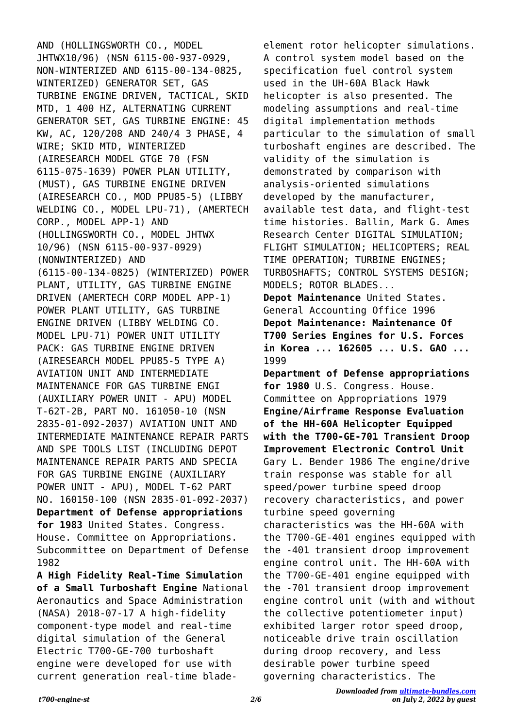AND (HOLLINGSWORTH CO., MODEL JHTWX10/96) (NSN 6115-00-937-0929, NON-WINTERIZED AND 6115-00-134-0825, WINTERIZED) GENERATOR SET, GAS TURBINE ENGINE DRIVEN, TACTICAL, SKID MTD, 1 400 HZ, ALTERNATING CURRENT GENERATOR SET, GAS TURBINE ENGINE: 45 KW, AC, 120/208 AND 240/4 3 PHASE, 4 WIRE; SKID MTD, WINTERIZED (AIRESEARCH MODEL GTGE 70 (FSN 6115-075-1639) POWER PLAN UTILITY, (MUST), GAS TURBINE ENGINE DRIVEN (AIRESEARCH CO., MOD PPU85-5) (LIBBY WELDING CO., MODEL LPU-71), (AMERTECH CORP., MODEL APP-1) AND (HOLLINGSWORTH CO., MODEL JHTWX 10/96) (NSN 6115-00-937-0929) (NONWINTERIZED) AND (6115-00-134-0825) (WINTERIZED) POWER PLANT, UTILITY, GAS TURBINE ENGINE DRIVEN (AMERTECH CORP MODEL APP-1) POWER PLANT UTILITY, GAS TURBINE ENGINE DRIVEN (LIBBY WELDING CO. MODEL LPU-71) POWER UNIT UTILITY PACK: GAS TURBINE ENGINE DRIVEN (AIRESEARCH MODEL PPU85-5 TYPE A) AVIATION UNIT AND INTERMEDIATE MAINTENANCE FOR GAS TURBINE ENGI (AUXILIARY POWER UNIT - APU) MODEL T-62T-2B, PART NO. 161050-10 (NSN 2835-01-092-2037) AVIATION UNIT AND INTERMEDIATE MAINTENANCE REPAIR PARTS AND SPE TOOLS LIST (INCLUDING DEPOT MAINTENANCE REPAIR PARTS AND SPECIA FOR GAS TURBINE ENGINE (AUXILIARY POWER UNIT - APU), MODEL T-62 PART NO. 160150-100 (NSN 2835-01-092-2037)

**Department of Defense appropriations for 1983** United States. Congress. House. Committee on Appropriations. Subcommittee on Department of Defense 1982

**A High Fidelity Real-Time Simulation of a Small Turboshaft Engine** National Aeronautics and Space Administration (NASA) 2018-07-17 A high-fidelity component-type model and real-time digital simulation of the General Electric T700-GE-700 turboshaft engine were developed for use with current generation real-time blade-element rotor helicopter simulations. A control system model based on the specification fuel control system used in the UH-60A Black Hawk helicopter is also presented. The modeling assumptions and real-time digital implementation methods particular to the simulation of small turboshaft engines are described. The validity of the simulation is demonstrated by comparison with analysis-oriented simulations developed by the manufacturer, available test data, and flight-test time histories. Ballin, Mark G. Ames Research Center DIGITAL SIMULATION; FLIGHT SIMULATION; HELICOPTERS; REAL TIME OPERATION; TURBINE ENGINES; TURBOSHAFTS; CONTROL SYSTEMS DESIGN; MODELS; ROTOR BLADES...

**Depot Maintenance** United States. General Accounting Office 1996

**Depot Maintenance: Maintenance Of T700 Series Engines for U.S. Forces in Korea ... 162605 ... U.S. GAO ...** 1999

**Department of Defense appropriations for 1980** U.S. Congress. House. Committee on Appropriations 1979

**Engine/Airframe Response Evaluation of the HH-60A Helicopter Equipped with the T700-GE-701 Transient Droop Improvement Electronic Control Unit** Gary L. Bender 1986 The engine/drive train response was stable for all speed/power turbine speed droop recovery characteristics, and power turbine speed governing characteristics was the HH-60A with the T700-GE-401 engines equipped with the -401 transient droop improvement engine control unit. The HH-60A with the T700-GE-401 engine equipped with the -701 transient droop improvement engine control unit (with and without the collective potentiometer input) exhibited larger rotor speed droop, noticeable drive train oscillation during droop recovery, and less desirable power turbine speed governing characteristics. The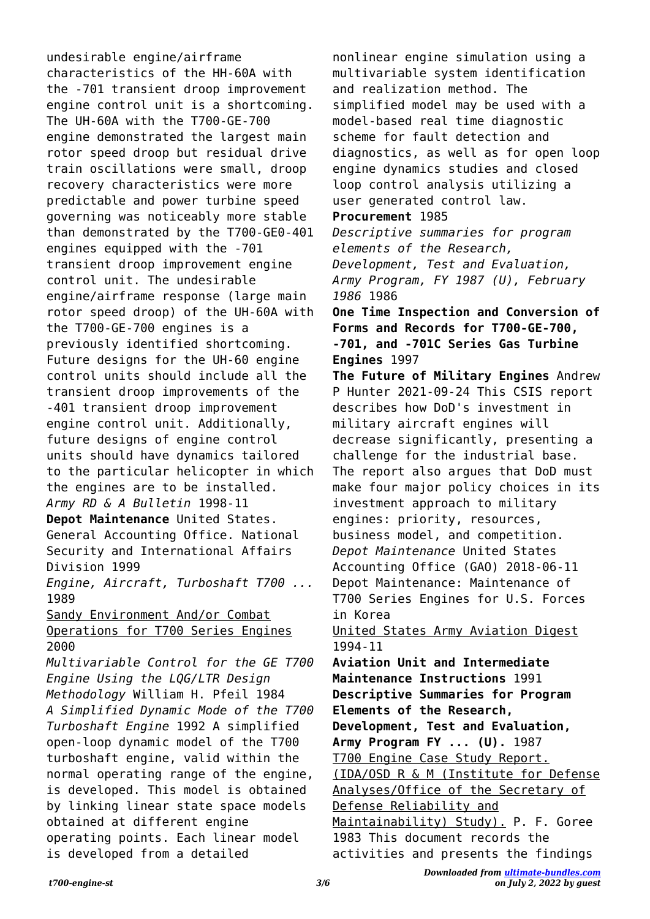undesirable engine/airframe characteristics of the HH-60A with the -701 transient droop improvement engine control unit is a shortcoming. The UH-60A with the T700-GE-700 engine demonstrated the largest main rotor speed droop but residual drive train oscillations were small, droop recovery characteristics were more predictable and power turbine speed governing was noticeably more stable than demonstrated by the T700-GE0-401 engines equipped with the -701 transient droop improvement engine control unit. The undesirable engine/airframe response (large main rotor speed droop) of the UH-60A with the T700-GE-700 engines is a previously identified shortcoming. Future designs for the UH-60 engine control units should include all the transient droop improvements of the -401 transient droop improvement engine control unit. Additionally, future designs of engine control units should have dynamics tailored to the particular helicopter in which the engines are to be installed.

*Army RD & A Bulletin* 1998-11

**Depot Maintenance** United States. General Accounting Office. National Security and International Affairs Division 1999

*Engine, Aircraft, Turboshaft T700 ...* 1989

Sandy Environment And/or Combat Operations for T700 Series Engines 2000

*Multivariable Control for the GE T700 Engine Using the LQG/LTR Design Methodology* William H. Pfeil 1984

*A Simplified Dynamic Mode of the T700 Turboshaft Engine* 1992 A simplified open-loop dynamic model of the T700 turboshaft engine, valid within the normal operating range of the engine, is developed. This model is obtained by linking linear state space models obtained at different engine operating points. Each linear model is developed from a detailed nonlinear engine simulation using a multivariable system identification and realization method. The simplified model may be used with a model-based real time diagnostic scheme for fault detection and diagnostics, as well as for open loop engine dynamics studies and closed loop control analysis utilizing a user generated control law.

**Procurement** 1985

*Descriptive summaries for program elements of the Research, Development, Test and Evaluation, Army Program, FY 1987 (U), February 1986* 1986

**One Time Inspection and Conversion of Forms and Records for T700-GE-700, -701, and -701C Series Gas Turbine Engines** 1997

**The Future of Military Engines** Andrew P Hunter 2021-09-24 This CSIS report describes how DoD's investment in military aircraft engines will decrease significantly, presenting a challenge for the industrial base. The report also argues that DoD must make four major policy choices in its investment approach to military engines: priority, resources, business model, and competition.

*Depot Maintenance* United States Accounting Office (GAO) 2018-06-11 Depot Maintenance: Maintenance of T700 Series Engines for U.S. Forces in Korea

United States Army Aviation Digest 1994-11

**Aviation Unit and Intermediate Maintenance Instructions** 1991

**Descriptive Summaries for Program Elements of the Research, Development, Test and Evaluation, Army Program FY ... (U).** 1987

T700 Engine Case Study Report. (IDA/OSD R & M (Institute for Defense Analyses/Office of the Secretary of Defense Reliability and Maintainability) Study). P. F. Goree 1983 This document records the activities and presents the findings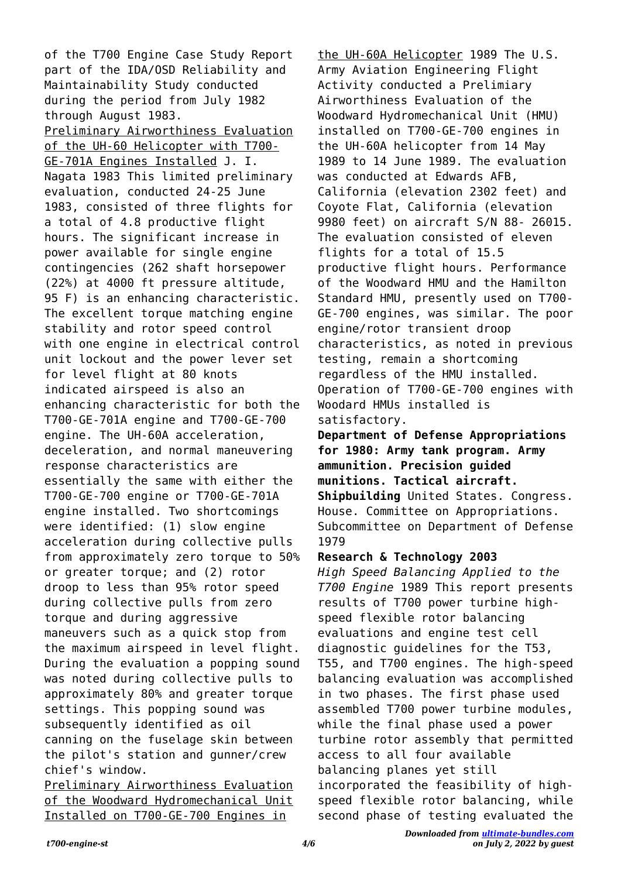of the T700 Engine Case Study Report part of the IDA/OSD Reliability and Maintainability Study conducted during the period from July 1982 through August 1983.

Preliminary Airworthiness Evaluation of the UH-60 Helicopter with T700-GE-701A Engines Installed J. I. Nagata 1983 This limited preliminary evaluation, conducted 24-25 June 1983, consisted of three flights for a total of 4.8 productive flight hours. The significant increase in power available for single engine contingencies (262 shaft horsepower (22%) at 4000 ft pressure altitude, 95 F) is an enhancing characteristic. The excellent torque matching engine stability and rotor speed control with one engine in electrical control unit lockout and the power lever set for level flight at 80 knots indicated airspeed is also an enhancing characteristic for both the T700-GE-701A engine and T700-GE-700 engine. The UH-60A acceleration, deceleration, and normal maneuvering response characteristics are essentially the same with either the T700-GE-700 engine or T700-GE-701A engine installed. Two shortcomings were identified: (1) slow engine acceleration during collective pulls from approximately zero torque to 50% or greater torque; and (2) rotor droop to less than 95% rotor speed during collective pulls from zero torque and during aggressive maneuvers such as a quick stop from the maximum airspeed in level flight. During the evaluation a popping sound was noted during collective pulls to approximately 80% and greater torque settings. This popping sound was subsequently identified as oil canning on the fuselage skin between the pilot's station and gunner/crew chief's window.

Preliminary Airworthiness Evaluation of the Woodward Hydromechanical Unit Installed on T700-GE-700 Engines in the UH-60A Helicopter 1989 The U.S. Army Aviation Engineering Flight Activity conducted a Prelimiary Airworthiness Evaluation of the Woodward Hydromechanical Unit (HMU) installed on T700-GE-700 engines in the UH-60A helicopter from 14 May 1989 to 14 June 1989. The evaluation was conducted at Edwards AFB, California (elevation 2302 feet) and Coyote Flat, California (elevation 9980 feet) on aircraft S/N 88- 26015. The evaluation consisted of eleven flights for a total of 15.5 productive flight hours. Performance of the Woodward HMU and the Hamilton Standard HMU, presently used on T700-GE-700 engines, was similar. The poor engine/rotor transient droop characteristics, as noted in previous testing, remain a shortcoming regardless of the HMU installed. Operation of T700-GE-700 engines with Woodard HMUs installed is satisfactory.

**Department of Defense Appropriations for 1980: Army tank program. Army ammunition. Precision guided munitions. Tactical aircraft. Shipbuilding** United States. Congress. House. Committee on Appropriations. Subcommittee on Department of Defense 1979

**Research & Technology 2003**

*High Speed Balancing Applied to the T700 Engine* 1989 This report presents results of T700 power turbine high-speed flexible rotor balancing evaluations and engine test cell diagnostic guidelines for the T53, T55, and T700 engines. The high-speed balancing evaluation was accomplished in two phases. The first phase used assembled T700 power turbine modules, while the final phase used a power turbine rotor assembly that permitted access to all four available balancing planes yet still incorporated the feasibility of high-speed flexible rotor balancing, while second phase of testing evaluated the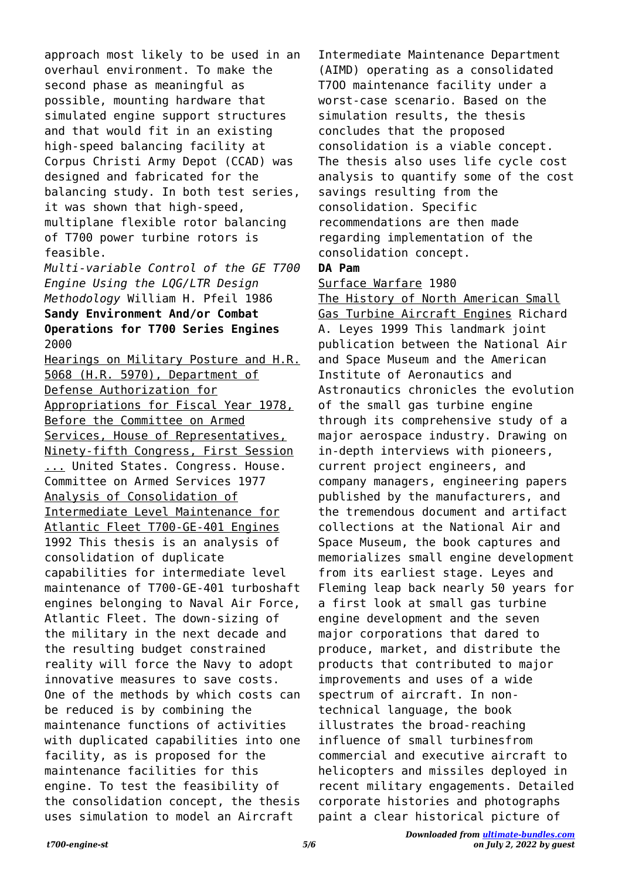approach most likely to be used in an overhaul environment. To make the second phase as meaningful as possible, mounting hardware that simulated engine support structures and that would fit in an existing high-speed balancing facility at Corpus Christi Army Depot (CCAD) was designed and fabricated for the balancing study. In both test series, it was shown that high-speed, multiplane flexible rotor balancing of T700 power turbine rotors is feasible.

*Multi-variable Control of the GE T700 Engine Using the LQG/LTR Design Methodology* William H. Pfeil 1986

**Sandy Environment And/or Combat Operations for T700 Series Engines** 2000

Hearings on Military Posture and H.R. 5068 (H.R. 5970), Department of Defense Authorization for Appropriations for Fiscal Year 1978, Before the Committee on Armed Services, House of Representatives, Ninety-fifth Congress, First Session ... United States. Congress. House. Committee on Armed Services 1977

Analysis of Consolidation of Intermediate Level Maintenance for Atlantic Fleet T700-GE-401 Engines 1992 This thesis is an analysis of consolidation of duplicate capabilities for intermediate level maintenance of T700-GE-401 turboshaft engines belonging to Naval Air Force, Atlantic Fleet. The down-sizing of the military in the next decade and the resulting budget constrained reality will force the Navy to adopt innovative measures to save costs. One of the methods by which costs can be reduced is by combining the maintenance functions of activities with duplicated capabilities into one facility, as is proposed for the maintenance facilities for this engine. To test the feasibility of the consolidation concept, the thesis uses simulation to model an Aircraft Intermediate Maintenance Department (AIMD) operating as a consolidated T7OO maintenance facility under a worst-case scenario. Based on the simulation results, the thesis concludes that the proposed consolidation is a viable concept. The thesis also uses life cycle cost analysis to quantify some of the cost savings resulting from the consolidation. Specific recommendations are then made regarding implementation of the consolidation concept.

**DA Pam**

Surface Warfare 1980

The History of North American Small Gas Turbine Aircraft Engines Richard A. Leyes 1999 This landmark joint publication between the National Air and Space Museum and the American Institute of Aeronautics and Astronautics chronicles the evolution of the small gas turbine engine through its comprehensive study of a major aerospace industry. Drawing on in-depth interviews with pioneers, current project engineers, and company managers, engineering papers published by the manufacturers, and the tremendous document and artifact collections at the National Air and Space Museum, the book captures and memorializes small engine development from its earliest stage. Leyes and Fleming leap back nearly 50 years for a first look at small gas turbine engine development and the seven major corporations that dared to produce, market, and distribute the products that contributed to major improvements and uses of a wide spectrum of aircraft. In non-technical language, the book illustrates the broad-reaching influence of small turbinesfrom commercial and executive aircraft to helicopters and missiles deployed in recent military engagements. Detailed corporate histories and photographs paint a clear historical picture of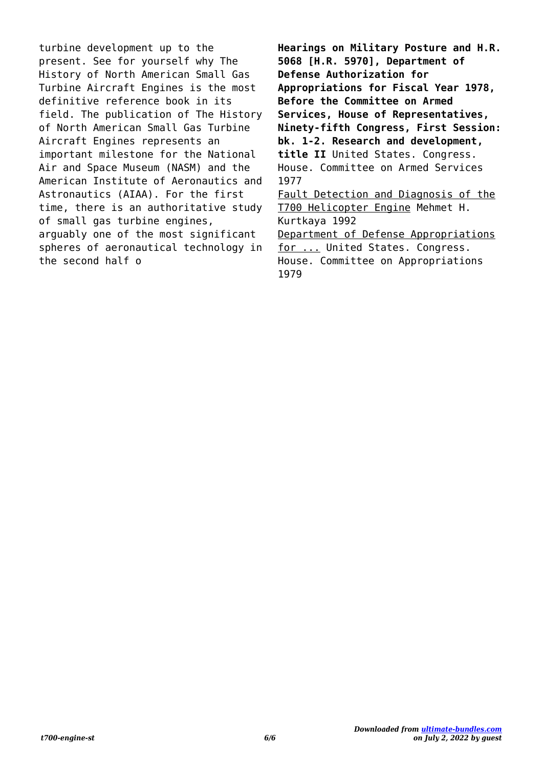turbine development up to the present. See for yourself why The History of North American Small Gas Turbine Aircraft Engines is the most definitive reference book in its field. The publication of The History of North American Small Gas Turbine Aircraft Engines represents an important milestone for the National Air and Space Museum (NASM) and the American Institute of Aeronautics and Astronautics (AIAA). For the first time, there is an authoritative study of small gas turbine engines, arguably one of the most significant spheres of aeronautical technology in the second half o

**Hearings on Military Posture and H.R. 5068 [H.R. 5970], Department of Defense Authorization for Appropriations for Fiscal Year 1978, Before the Committee on Armed Services, House of Representatives, Ninety-fifth Congress, First Session: bk. 1-2. Research and development, title II** United States. Congress. House. Committee on Armed Services 1977

Fault Detection and Diagnosis of the T700 Helicopter Engine Mehmet H. Kurtkaya 1992

Department of Defense Appropriations for ... United States. Congress. House. Committee on Appropriations 1979